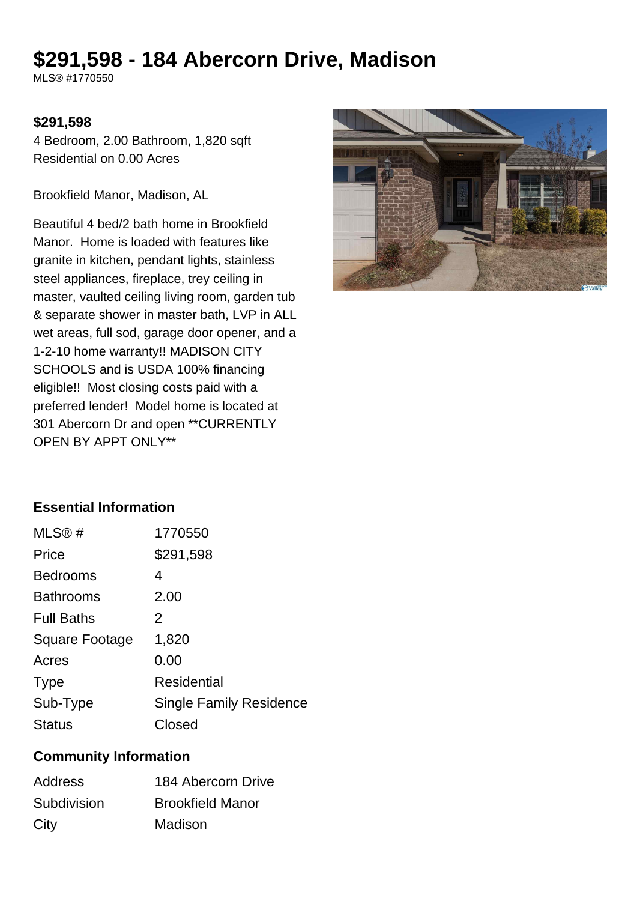# $291,598 - 184 Abercorn Drive, Madison

MLS® #1770550

**$291,598**

4 Bedroom, 2.00 Bathroom, 1,820 sqft
Residential on 0.00 Acres

Brookfield Manor, Madison, AL

Beautiful 4 bed/2 bath home in Brookfield Manor. Home is loaded with features like granite in kitchen, pendant lights, stainless steel appliances, fireplace, trey ceiling in master, vaulted ceiling living room, garden tub & separate shower in master bath, LVP in ALL wet areas, full sod, garage door opener, and a 1-2-10 home warranty!! MADISON CITY SCHOOLS and is USDA 100% financing eligible!! Most closing costs paid with a preferred lender! Model home is located at 301 Abercorn Dr and open **CURRENTLY OPEN BY APPT ONLY**

### Essential Information

| | |
|---|---|
| MLS® # | 1770550 |
| Price | $291,598 |
| Bedrooms | 4 |
| Bathrooms | 2.00 |
| Full Baths | 2 |
| Square Footage | 1,820 |
| Acres | 0.00 |
| Type | Residential |
| Sub-Type | Single Family Residence |
| Status | Closed |

### Community Information

| | |
|---|---|
| Address | 184 Abercorn Drive |
| Subdivision | Brookfield Manor |
| City | Madison |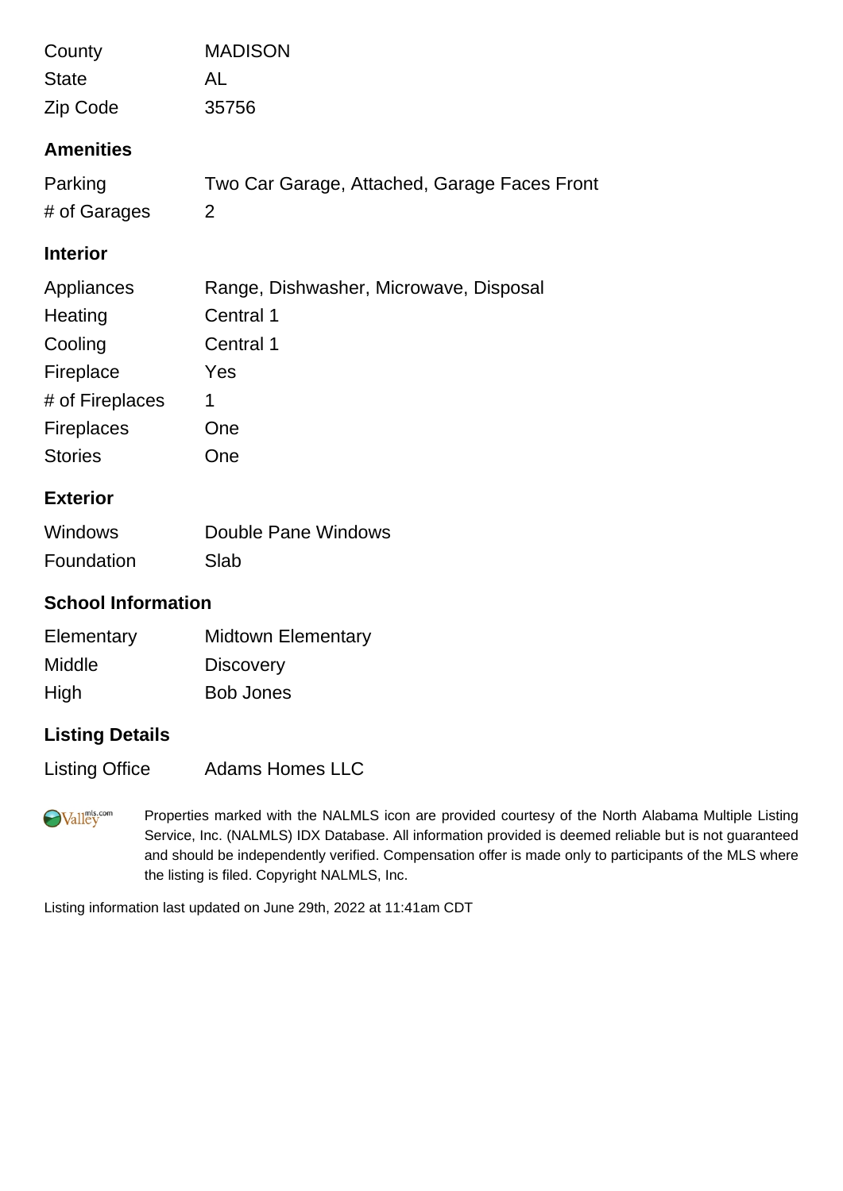| | |
|---|---|
| County | MADISON |
| State | AL |
| Zip Code | 35756 |

## Amenities

| | |
|---|---|
| Parking | Two Car Garage, Attached, Garage Faces Front |
| # of Garages | 2 |

## Interior

| | |
|---|---|
| Appliances | Range, Dishwasher, Microwave, Disposal |
| Heating | Central 1 |
| Cooling | Central 1 |
| Fireplace | Yes |
| # of Fireplaces | 1 |
| Fireplaces | One |
| Stories | One |

## Exterior

| | |
|---|---|
| Windows | Double Pane Windows |
| Foundation | Slab |

## School Information

| | |
|---|---|
| Elementary | Midtown Elementary |
| Middle | Discovery |
| High | Bob Jones |

## Listing Details

| | |
|---|---|
| Listing Office | Adams Homes LLC |

Valleymls.com

Properties marked with the NALMLS icon are provided courtesy of the North Alabama Multiple Listing Service, Inc. (NALMLS) IDX Database. All information provided is deemed reliable but is not guaranteed and should be independently verified. Compensation offer is made only to participants of the MLS where the listing is filed. Copyright NALMLS, Inc.

Listing information last updated on June 29th, 2022 at 11:41am CDT